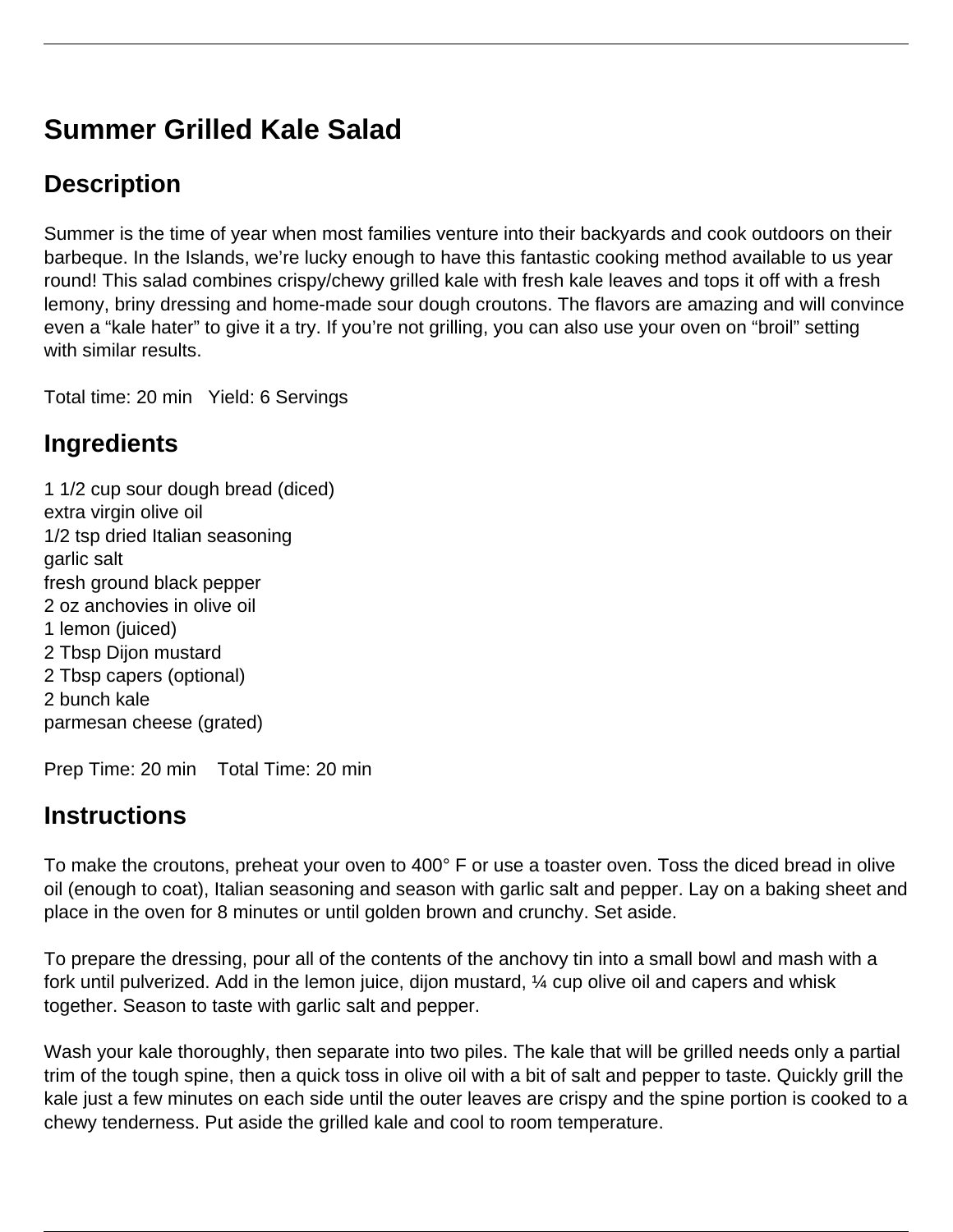# Summer Grilled Kale Salad

## Description

Summer is the time of year when most families venture into their backyards and cook outdoors on their barbeque. In the Islands, we're lucky enough to have this fantastic cooking method available to us year round! This salad combines crispy/chewy grilled kale with fresh kale leaves and tops it off with a fresh lemony, briny dressing and home-made sour dough croutons. The flavors are amazing and will convince even a "kale hater" to give it a try. If you're not grilling, you can also use your oven on "broil" setting with similar results.

Total time: 20 min   Yield: 6 Servings

## Ingredients

1 1/2 cup sour dough bread (diced)
extra virgin olive oil
1/2 tsp dried Italian seasoning
garlic salt
fresh ground black pepper
2 oz anchovies in olive oil
1 lemon (juiced)
2 Tbsp Dijon mustard
2 Tbsp capers (optional)
2 bunch kale
parmesan cheese (grated)

Prep Time: 20 min   Total Time: 20 min

## Instructions

To make the croutons, preheat your oven to 400° F or use a toaster oven. Toss the diced bread in olive oil (enough to coat), Italian seasoning and season with garlic salt and pepper. Lay on a baking sheet and place in the oven for 8 minutes or until golden brown and crunchy. Set aside.

To prepare the dressing, pour all of the contents of the anchovy tin into a small bowl and mash with a fork until pulverized. Add in the lemon juice, dijon mustard, ¼ cup olive oil and capers and whisk together. Season to taste with garlic salt and pepper.

Wash your kale thoroughly, then separate into two piles. The kale that will be grilled needs only a partial trim of the tough spine, then a quick toss in olive oil with a bit of salt and pepper to taste. Quickly grill the kale just a few minutes on each side until the outer leaves are crispy and the spine portion is cooked to a chewy tenderness. Put aside the grilled kale and cool to room temperature.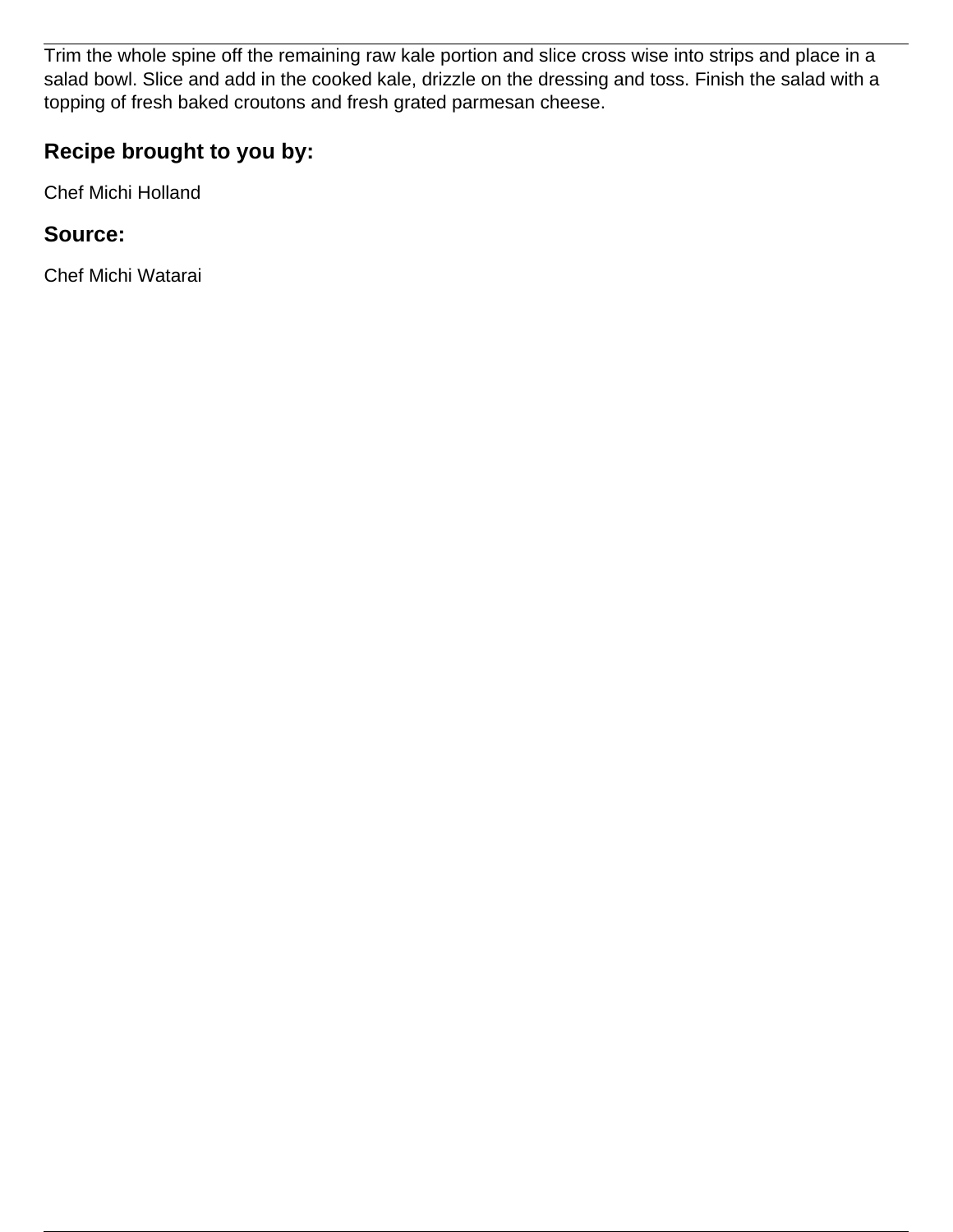Trim the whole spine off the remaining raw kale portion and slice cross wise into strips and place in a salad bowl. Slice and add in the cooked kale, drizzle on the dressing and toss. Finish the salad with a topping of fresh baked croutons and fresh grated parmesan cheese.

### Recipe brought to you by:

Chef Michi Holland

### Source:

Chef Michi Watarai